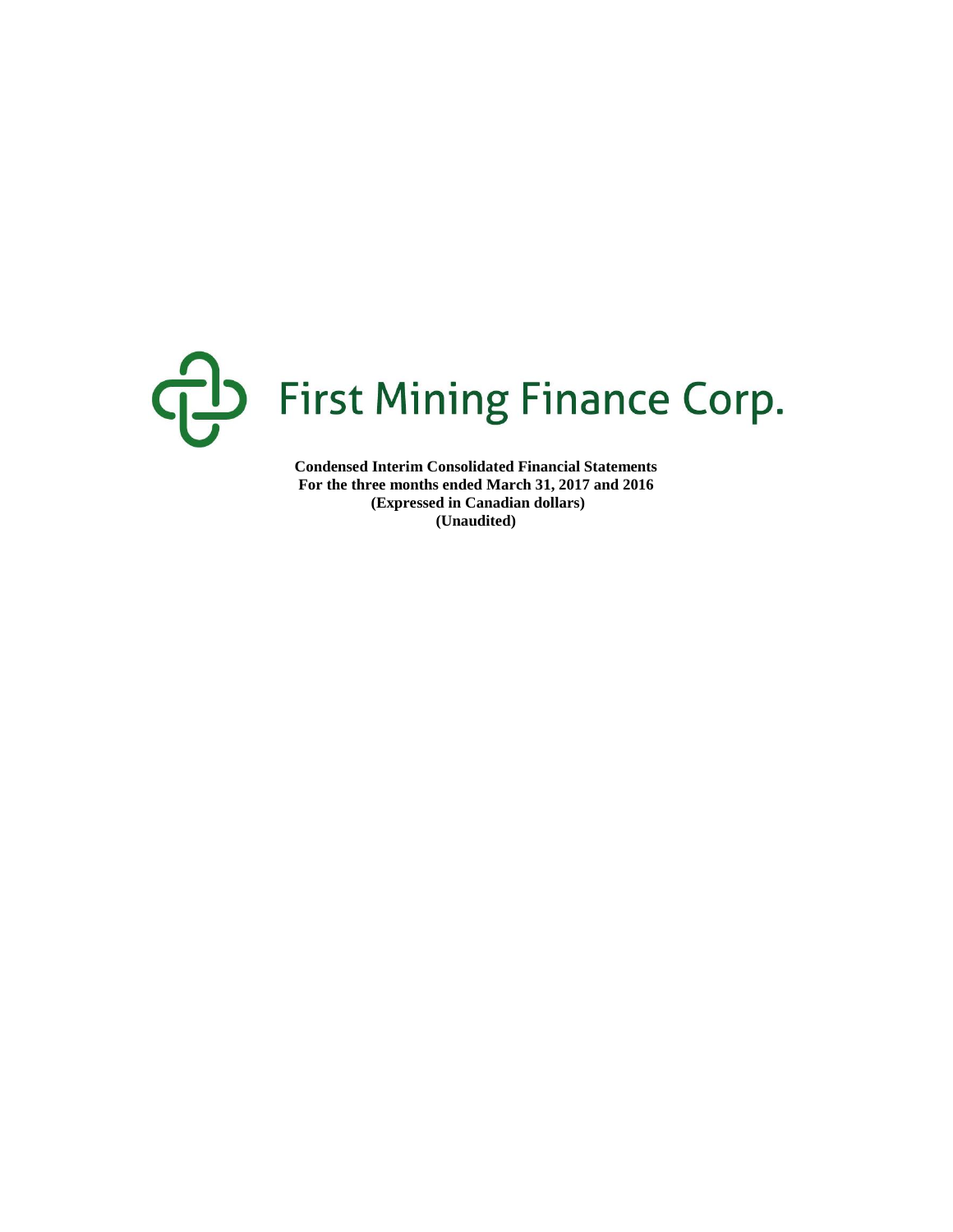# First Mining Finance Corp.

**Condensed Interim Consolidated Financial Statements**
**For the three months ended March 31, 2017 and 2016**
**(Expressed in Canadian dollars)**
**(Unaudited)**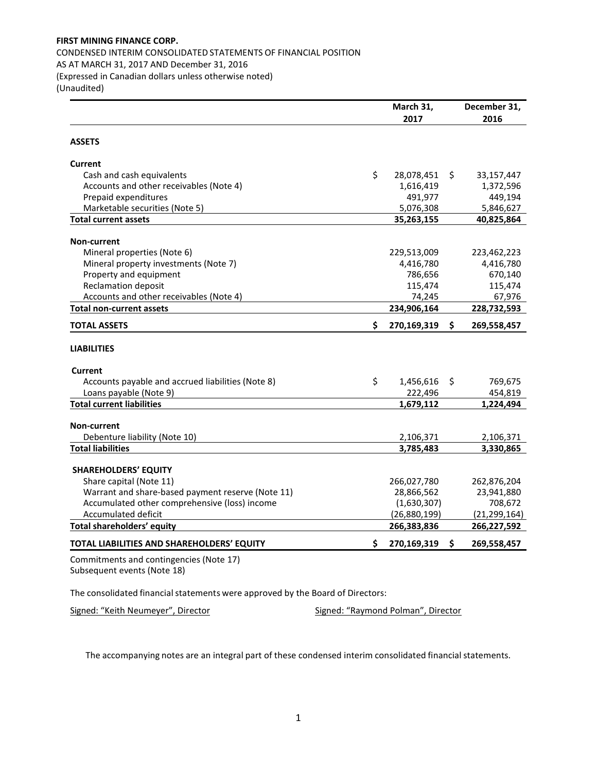**FIRST MINING FINANCE CORP.**

CONDENSED INTERIM CONSOLIDATED STATEMENTS OF FINANCIAL POSITION
AS AT MARCH 31, 2017 AND December 31, 2016
(Expressed in Canadian dollars unless otherwise noted)
(Unaudited)

| | March 31, 2017 | December 31, 2016 |
|---|---|---|
| **ASSETS** | | |
| **Current** | | |
| Cash and cash equivalents | $ 28,078,451 | $ 33,157,447 |
| Accounts and other receivables (Note 4) | 1,616,419 | 1,372,596 |
| Prepaid expenditures | 491,977 | 449,194 |
| Marketable securities (Note 5) | 5,076,308 | 5,846,627 |
| **Total current assets** | **35,263,155** | **40,825,864** |
| **Non-current** | | |
| Mineral properties (Note 6) | 229,513,009 | 223,462,223 |
| Mineral property investments (Note 7) | 4,416,780 | 4,416,780 |
| Property and equipment | 786,656 | 670,140 |
| Reclamation deposit | 115,474 | 115,474 |
| Accounts and other receivables (Note 4) | 74,245 | 67,976 |
| **Total non-current assets** | **234,906,164** | **228,732,593** |
| **TOTAL ASSETS** | **$ 270,169,319** | **$ 269,558,457** |
| **LIABILITIES** | | |
| **Current** | | |
| Accounts payable and accrued liabilities (Note 8) | $ 1,456,616 | $ 769,675 |
| Loans payable (Note 9) | 222,496 | 454,819 |
| **Total current liabilities** | **1,679,112** | **1,224,494** |
| **Non-current** | | |
| Debenture liability (Note 10) | 2,106,371 | 2,106,371 |
| **Total liabilities** | **3,785,483** | **3,330,865** |
| **SHAREHOLDERS' EQUITY** | | |
| Share capital (Note 11) | 266,027,780 | 262,876,204 |
| Warrant and share-based payment reserve (Note 11) | 28,866,562 | 23,941,880 |
| Accumulated other comprehensive (loss) income | (1,630,307) | 708,672 |
| Accumulated deficit | (26,880,199) | (21,299,164) |
| **Total shareholders' equity** | **266,383,836** | **266,227,592** |
| **TOTAL LIABILITIES AND SHAREHOLDERS' EQUITY** | **$ 270,169,319** | **$ 269,558,457** |

Commitments and contingencies (Note 17)
Subsequent events (Note 18)

The consolidated financial statements were approved by the Board of Directors:

Signed: "Keith Neumeyer", Director          Signed: "Raymond Polman", Director

The accompanying notes are an integral part of these condensed interim consolidated financial statements.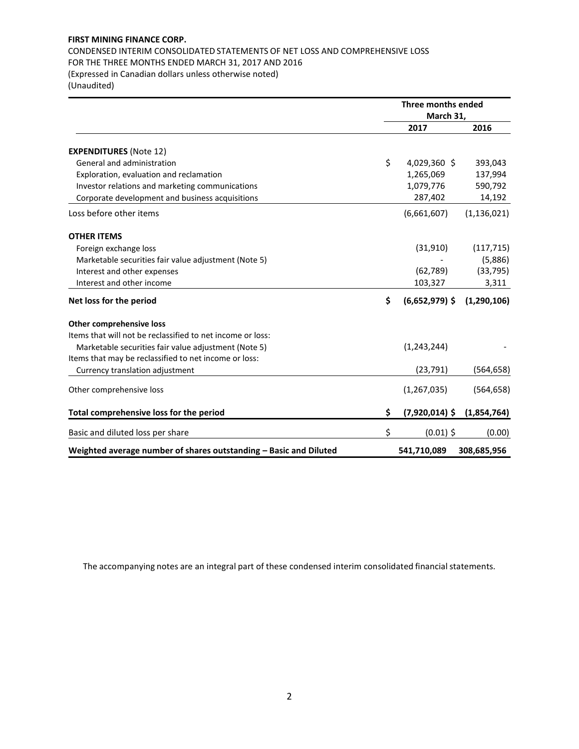**FIRST MINING FINANCE CORP.**

CONDENSED INTERIM CONSOLIDATED STATEMENTS OF NET LOSS AND COMPREHENSIVE LOSS
FOR THE THREE MONTHS ENDED MARCH 31, 2017 AND 2016
(Expressed in Canadian dollars unless otherwise noted)
(Unaudited)

| | Three months ended March 31, | |
|---|---|---|
| | **2017** | **2016** |
| **EXPENDITURES** (Note 12) | | |
| General and administration | $ 4,029,360 | $ 393,043 |
| Exploration, evaluation and reclamation | 1,265,069 | 137,994 |
| Investor relations and marketing communications | 1,079,776 | 590,792 |
| Corporate development and business acquisitions | 287,402 | 14,192 |
| Loss before other items | (6,661,607) | (1,136,021) |
| **OTHER ITEMS** | | |
| Foreign exchange loss | (31,910) | (117,715) |
| Marketable securities fair value adjustment (Note 5) | - | (5,886) |
| Interest and other expenses | (62,789) | (33,795) |
| Interest and other income | 103,327 | 3,311 |
| **Net loss for the period** | **$ (6,652,979)** | **$ (1,290,106)** |
| **Other comprehensive loss** | | |
| Items that will not be reclassified to net income or loss: | | |
| Marketable securities fair value adjustment (Note 5) | (1,243,244) | - |
| Items that may be reclassified to net income or loss: | | |
| Currency translation adjustment | (23,791) | (564,658) |
| Other comprehensive loss | (1,267,035) | (564,658) |
| **Total comprehensive loss for the period** | **$ (7,920,014)** | **$ (1,854,764)** |
| Basic and diluted loss per share | $ (0.01) | $ (0.00) |
| **Weighted average number of shares outstanding – Basic and Diluted** | **541,710,089** | **308,685,956** |

The accompanying notes are an integral part of these condensed interim consolidated financial statements.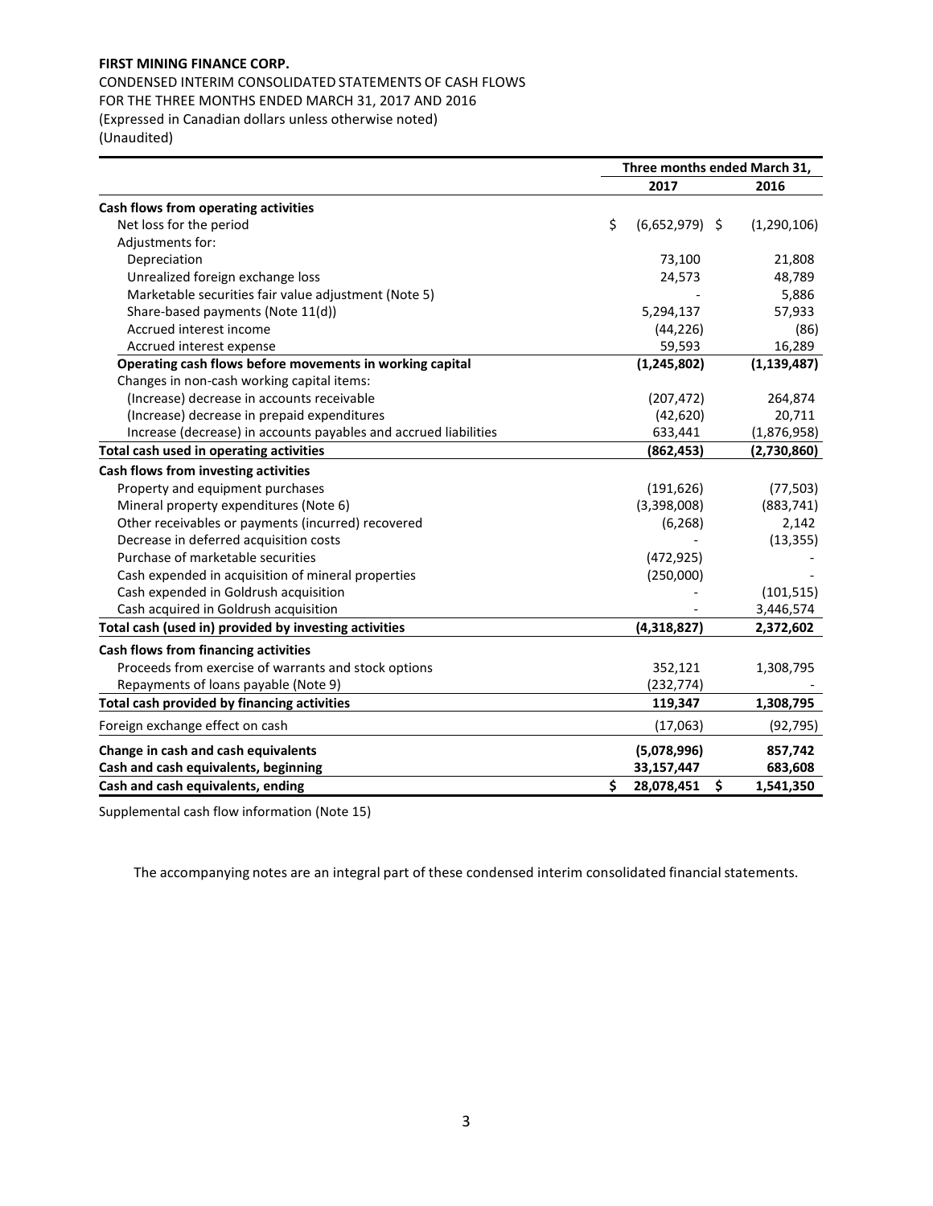**FIRST MINING FINANCE CORP.**

CONDENSED INTERIM CONSOLIDATED STATEMENTS OF CASH FLOWS
FOR THE THREE MONTHS ENDED MARCH 31, 2017 AND 2016
(Expressed in Canadian dollars unless otherwise noted)
(Unaudited)

| | Three months ended March 31, | |
|---|---|---|
| | 2017 | 2016 |
| **Cash flows from operating activities** | | |
| Net loss for the period | $ (6,652,979) | $ (1,290,106) |
| Adjustments for: | | |
| Depreciation | 73,100 | 21,808 |
| Unrealized foreign exchange loss | 24,573 | 48,789 |
| Marketable securities fair value adjustment (Note 5) | - | 5,886 |
| Share-based payments (Note 11(d)) | 5,294,137 | 57,933 |
| Accrued interest income | (44,226) | (86) |
| Accrued interest expense | 59,593 | 16,289 |
| **Operating cash flows before movements in working capital** | **(1,245,802)** | **(1,139,487)** |
| Changes in non-cash working capital items: | | |
| (Increase) decrease in accounts receivable | (207,472) | 264,874 |
| (Increase) decrease in prepaid expenditures | (42,620) | 20,711 |
| Increase (decrease) in accounts payables and accrued liabilities | 633,441 | (1,876,958) |
| **Total cash used in operating activities** | **(862,453)** | **(2,730,860)** |
| **Cash flows from investing activities** | | |
| Property and equipment purchases | (191,626) | (77,503) |
| Mineral property expenditures (Note 6) | (3,398,008) | (883,741) |
| Other receivables or payments (incurred) recovered | (6,268) | 2,142 |
| Decrease in deferred acquisition costs | - | (13,355) |
| Purchase of marketable securities | (472,925) | - |
| Cash expended in acquisition of mineral properties | (250,000) | - |
| Cash expended in Goldrush acquisition | - | (101,515) |
| Cash acquired in Goldrush acquisition | - | 3,446,574 |
| **Total cash (used in) provided by investing activities** | **(4,318,827)** | **2,372,602** |
| **Cash flows from financing activities** | | |
| Proceeds from exercise of warrants and stock options | 352,121 | 1,308,795 |
| Repayments of loans payable (Note 9) | (232,774) | - |
| **Total cash provided by financing activities** | **119,347** | **1,308,795** |
| Foreign exchange effect on cash | (17,063) | (92,795) |
| **Change in cash and cash equivalents** | **(5,078,996)** | **857,742** |
| **Cash and cash equivalents, beginning** | **33,157,447** | **683,608** |
| **Cash and cash equivalents, ending** | **$ 28,078,451** | **$ 1,541,350** |

Supplemental cash flow information (Note 15)

The accompanying notes are an integral part of these condensed interim consolidated financial statements.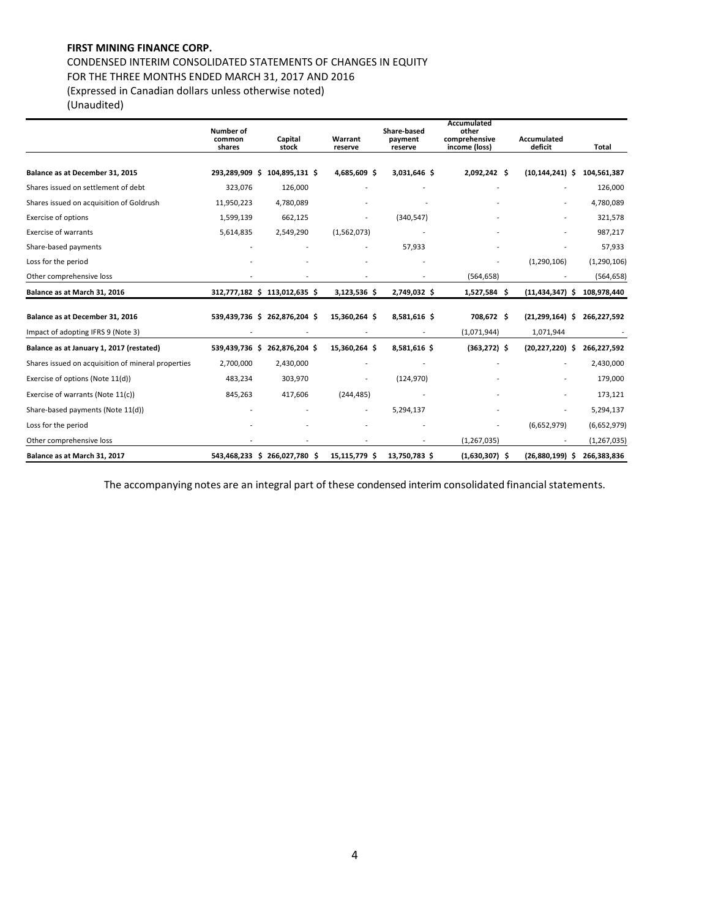**FIRST MINING FINANCE CORP.**

CONDENSED INTERIM CONSOLIDATED STATEMENTS OF CHANGES IN EQUITY
FOR THE THREE MONTHS ENDED MARCH 31, 2017 AND 2016
(Expressed in Canadian dollars unless otherwise noted)
(Unaudited)

| | Number of common shares | Capital stock | Warrant reserve | Share-based payment reserve | Accumulated other comprehensive income (loss) | Accumulated deficit | Total |
|---|---|---|---|---|---|---|---|
| **Balance as at December 31, 2015** | **293,289,909** | **$ 104,895,131** | **$ 4,685,609** | **$ 3,031,646** | **$ 2,092,242** | **$ (10,144,241)** | **$ 104,561,387** |
| Shares issued on settlement of debt | 323,076 | 126,000 | - | - | - | - | 126,000 |
| Shares issued on acquisition of Goldrush | 11,950,223 | 4,780,089 | - | - | - | - | 4,780,089 |
| Exercise of options | 1,599,139 | 662,125 | - | (340,547) | - | - | 321,578 |
| Exercise of warrants | 5,614,835 | 2,549,290 | (1,562,073) | - | - | - | 987,217 |
| Share-based payments | - | - | - | 57,933 | - | - | 57,933 |
| Loss for the period | - | - | - | - | - | (1,290,106) | (1,290,106) |
| Other comprehensive loss | - | - | - | - | (564,658) | - | (564,658) |
| **Balance as at March 31, 2016** | **312,777,182** | **$ 113,012,635** | **$ 3,123,536** | **$ 2,749,032** | **$ 1,527,584** | **$ (11,434,347)** | **$ 108,978,440** |
| | | | | | | | |
| **Balance as at December 31, 2016** | **539,439,736** | **$ 262,876,204** | **$ 15,360,264** | **$ 8,581,616** | **$ 708,672** | **$ (21,299,164)** | **$ 266,227,592** |
| Impact of adopting IFRS 9 (Note 3) | - | - | - | - | (1,071,944) | 1,071,944 | - |
| **Balance as at January 1, 2017 (restated)** | **539,439,736** | **$ 262,876,204** | **$ 15,360,264** | **$ 8,581,616** | **$ (363,272)** | **$ (20,227,220)** | **$ 266,227,592** |
| Shares issued on acquisition of mineral properties | 2,700,000 | 2,430,000 | - | - | - | - | 2,430,000 |
| Exercise of options (Note 11(d)) | 483,234 | 303,970 | - | (124,970) | - | - | 179,000 |
| Exercise of warrants (Note 11(c)) | 845,263 | 417,606 | (244,485) | - | - | - | 173,121 |
| Share-based payments (Note 11(d)) | - | - | - | 5,294,137 | - | - | 5,294,137 |
| Loss for the period | - | - | - | - | - | (6,652,979) | (6,652,979) |
| Other comprehensive loss | - | - | - | - | (1,267,035) | - | (1,267,035) |
| **Balance as at March 31, 2017** | **543,468,233** | **$ 266,027,780** | **$ 15,115,779** | **$ 13,750,783** | **$ (1,630,307)** | **$ (26,880,199)** | **$ 266,383,836** |

The accompanying notes are an integral part of these condensed interim consolidated financial statements.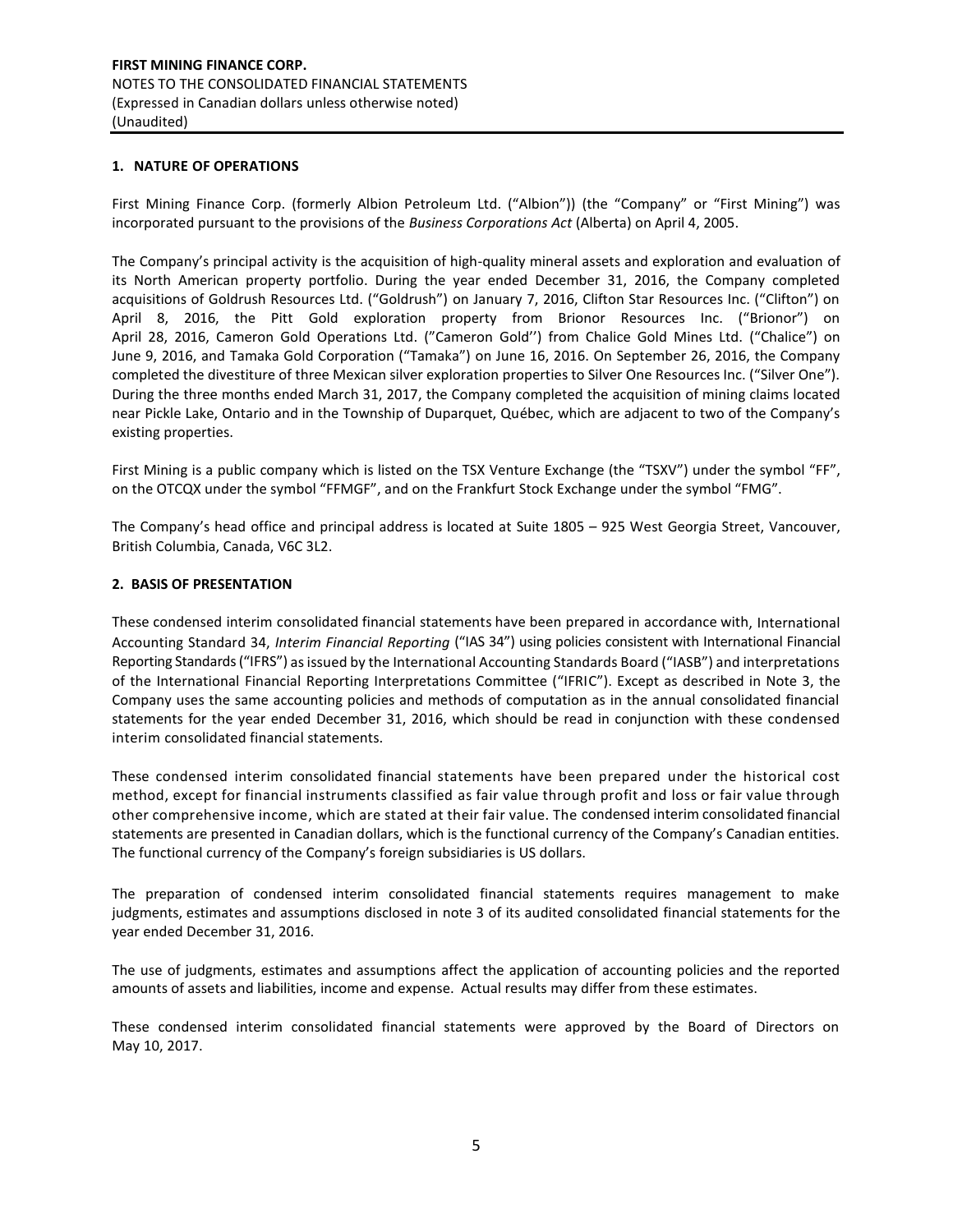# FIRST MINING FINANCE CORP.

NOTES TO THE CONSOLIDATED FINANCIAL STATEMENTS
(Expressed in Canadian dollars unless otherwise noted)
(Unaudited)

## 1. NATURE OF OPERATIONS

First Mining Finance Corp. (formerly Albion Petroleum Ltd. ("Albion")) (the "Company" or "First Mining") was incorporated pursuant to the provisions of the *Business Corporations Act* (Alberta) on April 4, 2005.

The Company's principal activity is the acquisition of high-quality mineral assets and exploration and evaluation of its North American property portfolio. During the year ended December 31, 2016, the Company completed acquisitions of Goldrush Resources Ltd. ("Goldrush") on January 7, 2016, Clifton Star Resources Inc. ("Clifton") on April 8, 2016, the Pitt Gold exploration property from Brionor Resources Inc. ("Brionor") on April 28, 2016, Cameron Gold Operations Ltd. ("Cameron Gold'') from Chalice Gold Mines Ltd. ("Chalice") on June 9, 2016, and Tamaka Gold Corporation ("Tamaka") on June 16, 2016. On September 26, 2016, the Company completed the divestiture of three Mexican silver exploration properties to Silver One Resources Inc. ("Silver One"). During the three months ended March 31, 2017, the Company completed the acquisition of mining claims located near Pickle Lake, Ontario and in the Township of Duparquet, Québec, which are adjacent to two of the Company's existing properties.

First Mining is a public company which is listed on the TSX Venture Exchange (the "TSXV") under the symbol "FF", on the OTCQX under the symbol "FFMGF", and on the Frankfurt Stock Exchange under the symbol "FMG".

The Company's head office and principal address is located at Suite 1805 – 925 West Georgia Street, Vancouver, British Columbia, Canada, V6C 3L2.

## 2. BASIS OF PRESENTATION

These condensed interim consolidated financial statements have been prepared in accordance with, International Accounting Standard 34, *Interim Financial Reporting* ("IAS 34") using policies consistent with International Financial Reporting Standards ("IFRS") as issued by the International Accounting Standards Board ("IASB") and interpretations of the International Financial Reporting Interpretations Committee ("IFRIC"). Except as described in Note 3, the Company uses the same accounting policies and methods of computation as in the annual consolidated financial statements for the year ended December 31, 2016, which should be read in conjunction with these condensed interim consolidated financial statements.

These condensed interim consolidated financial statements have been prepared under the historical cost method, except for financial instruments classified as fair value through profit and loss or fair value through other comprehensive income, which are stated at their fair value. The condensed interim consolidated financial statements are presented in Canadian dollars, which is the functional currency of the Company's Canadian entities. The functional currency of the Company's foreign subsidiaries is US dollars.

The preparation of condensed interim consolidated financial statements requires management to make judgments, estimates and assumptions disclosed in note 3 of its audited consolidated financial statements for the year ended December 31, 2016.

The use of judgments, estimates and assumptions affect the application of accounting policies and the reported amounts of assets and liabilities, income and expense. Actual results may differ from these estimates.

These condensed interim consolidated financial statements were approved by the Board of Directors on May 10, 2017.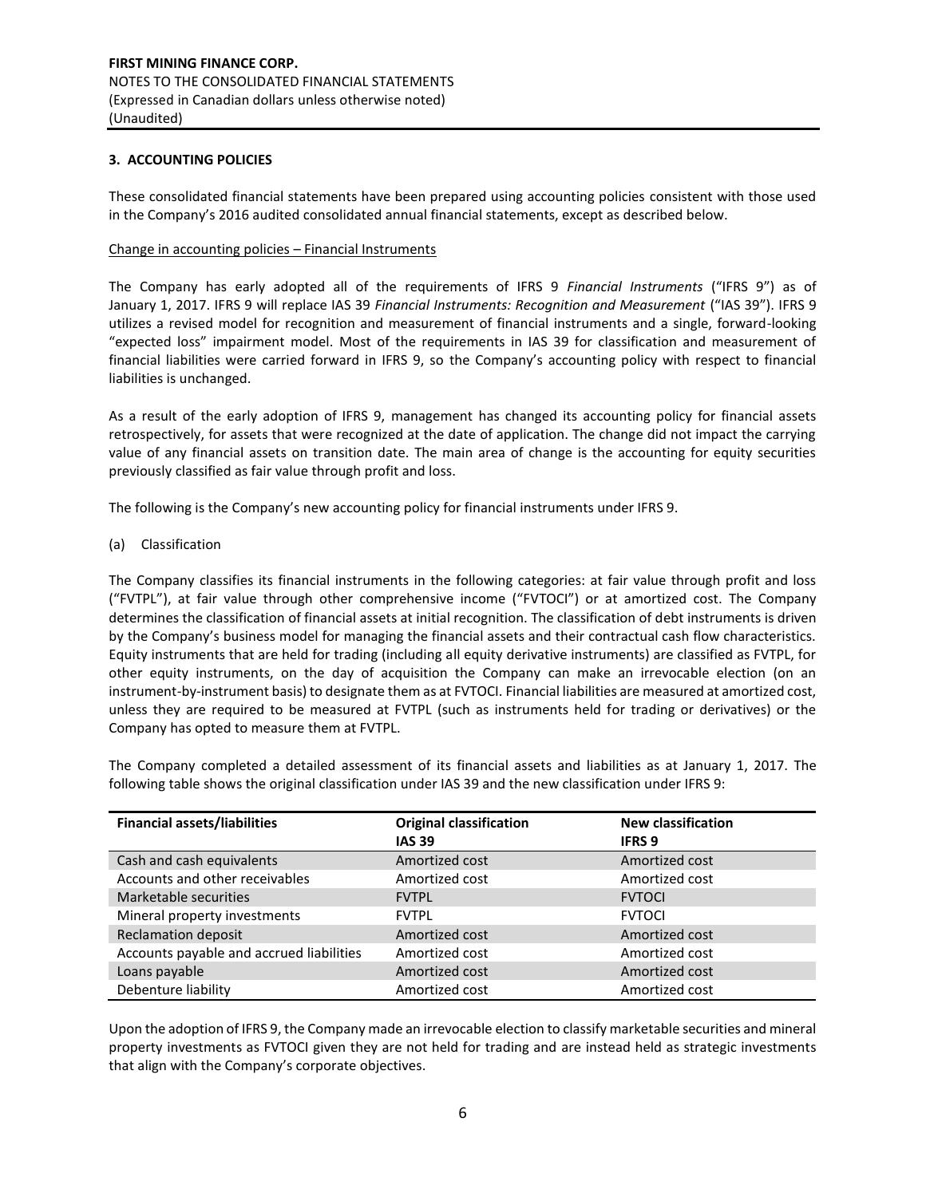## 3. ACCOUNTING POLICIES

These consolidated financial statements have been prepared using accounting policies consistent with those used in the Company's 2016 audited consolidated annual financial statements, except as described below.

Change in accounting policies – Financial Instruments

The Company has early adopted all of the requirements of IFRS 9 *Financial Instruments* ("IFRS 9") as of January 1, 2017. IFRS 9 will replace IAS 39 *Financial Instruments: Recognition and Measurement* ("IAS 39"). IFRS 9 utilizes a revised model for recognition and measurement of financial instruments and a single, forward-looking "expected loss" impairment model. Most of the requirements in IAS 39 for classification and measurement of financial liabilities were carried forward in IFRS 9, so the Company's accounting policy with respect to financial liabilities is unchanged.

As a result of the early adoption of IFRS 9, management has changed its accounting policy for financial assets retrospectively, for assets that were recognized at the date of application. The change did not impact the carrying value of any financial assets on transition date. The main area of change is the accounting for equity securities previously classified as fair value through profit and loss.

The following is the Company's new accounting policy for financial instruments under IFRS 9.

(a) Classification

The Company classifies its financial instruments in the following categories: at fair value through profit and loss ("FVTPL"), at fair value through other comprehensive income ("FVTOCI") or at amortized cost. The Company determines the classification of financial assets at initial recognition. The classification of debt instruments is driven by the Company's business model for managing the financial assets and their contractual cash flow characteristics. Equity instruments that are held for trading (including all equity derivative instruments) are classified as FVTPL, for other equity instruments, on the day of acquisition the Company can make an irrevocable election (on an instrument-by-instrument basis) to designate them as at FVTOCI. Financial liabilities are measured at amortized cost, unless they are required to be measured at FVTPL (such as instruments held for trading or derivatives) or the Company has opted to measure them at FVTPL.

The Company completed a detailed assessment of its financial assets and liabilities as at January 1, 2017. The following table shows the original classification under IAS 39 and the new classification under IFRS 9:

| Financial assets/liabilities | Original classification IAS 39 | New classification IFRS 9 |
|---|---|---|
| Cash and cash equivalents | Amortized cost | Amortized cost |
| Accounts and other receivables | Amortized cost | Amortized cost |
| Marketable securities | FVTPL | FVTOCI |
| Mineral property investments | FVTPL | FVTOCI |
| Reclamation deposit | Amortized cost | Amortized cost |
| Accounts payable and accrued liabilities | Amortized cost | Amortized cost |
| Loans payable | Amortized cost | Amortized cost |
| Debenture liability | Amortized cost | Amortized cost |

Upon the adoption of IFRS 9, the Company made an irrevocable election to classify marketable securities and mineral property investments as FVTOCI given they are not held for trading and are instead held as strategic investments that align with the Company's corporate objectives.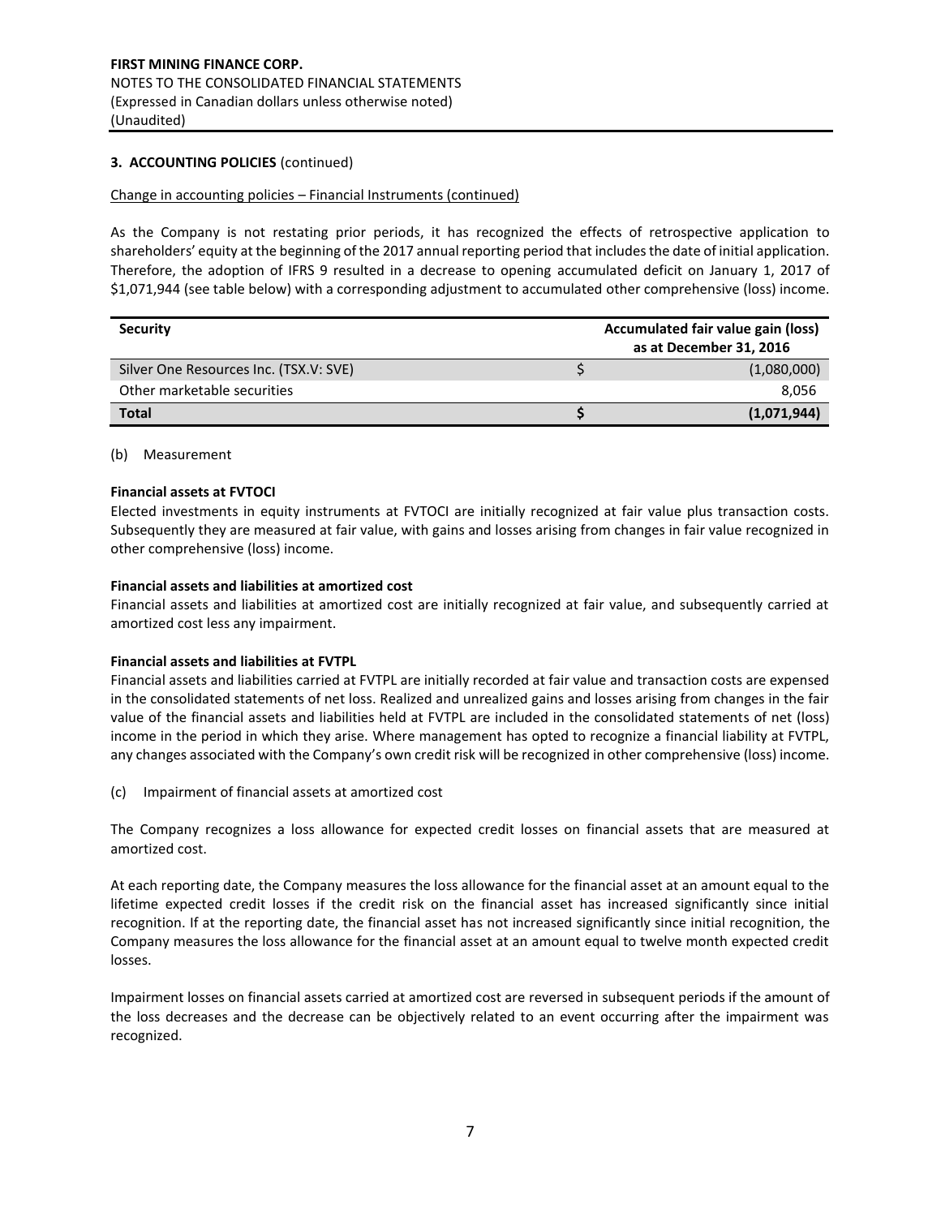**3. ACCOUNTING POLICIES** (continued)

Change in accounting policies – Financial Instruments (continued)

As the Company is not restating prior periods, it has recognized the effects of retrospective application to shareholders' equity at the beginning of the 2017 annual reporting period that includes the date of initial application. Therefore, the adoption of IFRS 9 resulted in a decrease to opening accumulated deficit on January 1, 2017 of $1,071,944 (see table below) with a corresponding adjustment to accumulated other comprehensive (loss) income.

| Security | | Accumulated fair value gain (loss) as at December 31, 2016 |
|---|---|---|
| Silver One Resources Inc. (TSX.V: SVE) | $ | (1,080,000) |
| Other marketable securities | | 8,056 |
| **Total** | **$** | **(1,071,944)** |

(b) Measurement

**Financial assets at FVTOCI**

Elected investments in equity instruments at FVTOCI are initially recognized at fair value plus transaction costs. Subsequently they are measured at fair value, with gains and losses arising from changes in fair value recognized in other comprehensive (loss) income.

**Financial assets and liabilities at amortized cost**

Financial assets and liabilities at amortized cost are initially recognized at fair value, and subsequently carried at amortized cost less any impairment.

**Financial assets and liabilities at FVTPL**

Financial assets and liabilities carried at FVTPL are initially recorded at fair value and transaction costs are expensed in the consolidated statements of net loss. Realized and unrealized gains and losses arising from changes in the fair value of the financial assets and liabilities held at FVTPL are included in the consolidated statements of net (loss) income in the period in which they arise. Where management has opted to recognize a financial liability at FVTPL, any changes associated with the Company's own credit risk will be recognized in other comprehensive (loss) income.

(c) Impairment of financial assets at amortized cost

The Company recognizes a loss allowance for expected credit losses on financial assets that are measured at amortized cost.

At each reporting date, the Company measures the loss allowance for the financial asset at an amount equal to the lifetime expected credit losses if the credit risk on the financial asset has increased significantly since initial recognition. If at the reporting date, the financial asset has not increased significantly since initial recognition, the Company measures the loss allowance for the financial asset at an amount equal to twelve month expected credit losses.

Impairment losses on financial assets carried at amortized cost are reversed in subsequent periods if the amount of the loss decreases and the decrease can be objectively related to an event occurring after the impairment was recognized.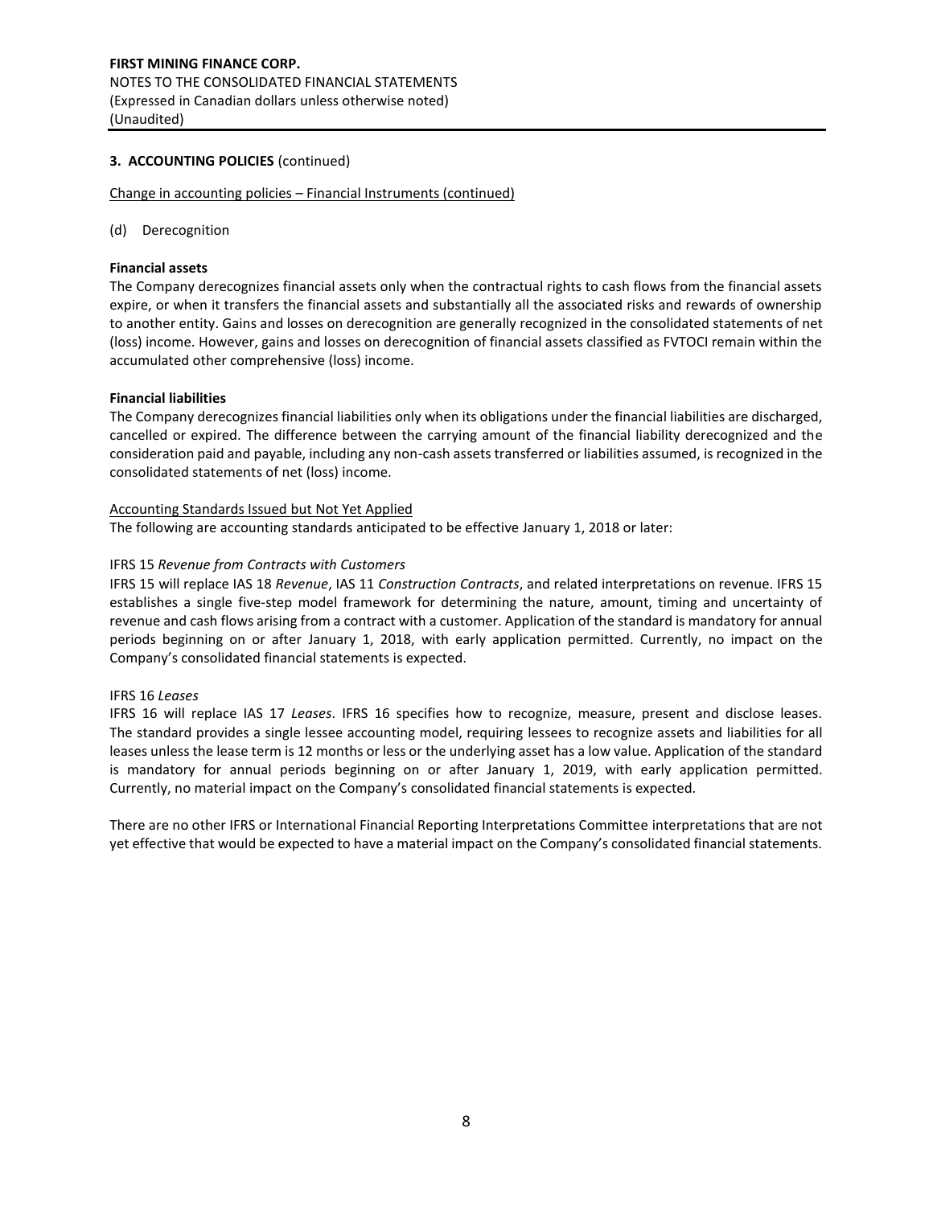### 3. ACCOUNTING POLICIES (continued)

Change in accounting policies – Financial Instruments (continued)

(d) Derecognition

**Financial assets**

The Company derecognizes financial assets only when the contractual rights to cash flows from the financial assets expire, or when it transfers the financial assets and substantially all the associated risks and rewards of ownership to another entity. Gains and losses on derecognition are generally recognized in the consolidated statements of net (loss) income. However, gains and losses on derecognition of financial assets classified as FVTOCI remain within the accumulated other comprehensive (loss) income.

**Financial liabilities**

The Company derecognizes financial liabilities only when its obligations under the financial liabilities are discharged, cancelled or expired. The difference between the carrying amount of the financial liability derecognized and the consideration paid and payable, including any non-cash assets transferred or liabilities assumed, is recognized in the consolidated statements of net (loss) income.

Accounting Standards Issued but Not Yet Applied

The following are accounting standards anticipated to be effective January 1, 2018 or later:

IFRS 15 *Revenue from Contracts with Customers*

IFRS 15 will replace IAS 18 *Revenue*, IAS 11 *Construction Contracts*, and related interpretations on revenue. IFRS 15 establishes a single five-step model framework for determining the nature, amount, timing and uncertainty of revenue and cash flows arising from a contract with a customer. Application of the standard is mandatory for annual periods beginning on or after January 1, 2018, with early application permitted. Currently, no impact on the Company's consolidated financial statements is expected.

IFRS 16 *Leases*

IFRS 16 will replace IAS 17 *Leases*. IFRS 16 specifies how to recognize, measure, present and disclose leases. The standard provides a single lessee accounting model, requiring lessees to recognize assets and liabilities for all leases unless the lease term is 12 months or less or the underlying asset has a low value. Application of the standard is mandatory for annual periods beginning on or after January 1, 2019, with early application permitted. Currently, no material impact on the Company's consolidated financial statements is expected.

There are no other IFRS or International Financial Reporting Interpretations Committee interpretations that are not yet effective that would be expected to have a material impact on the Company's consolidated financial statements.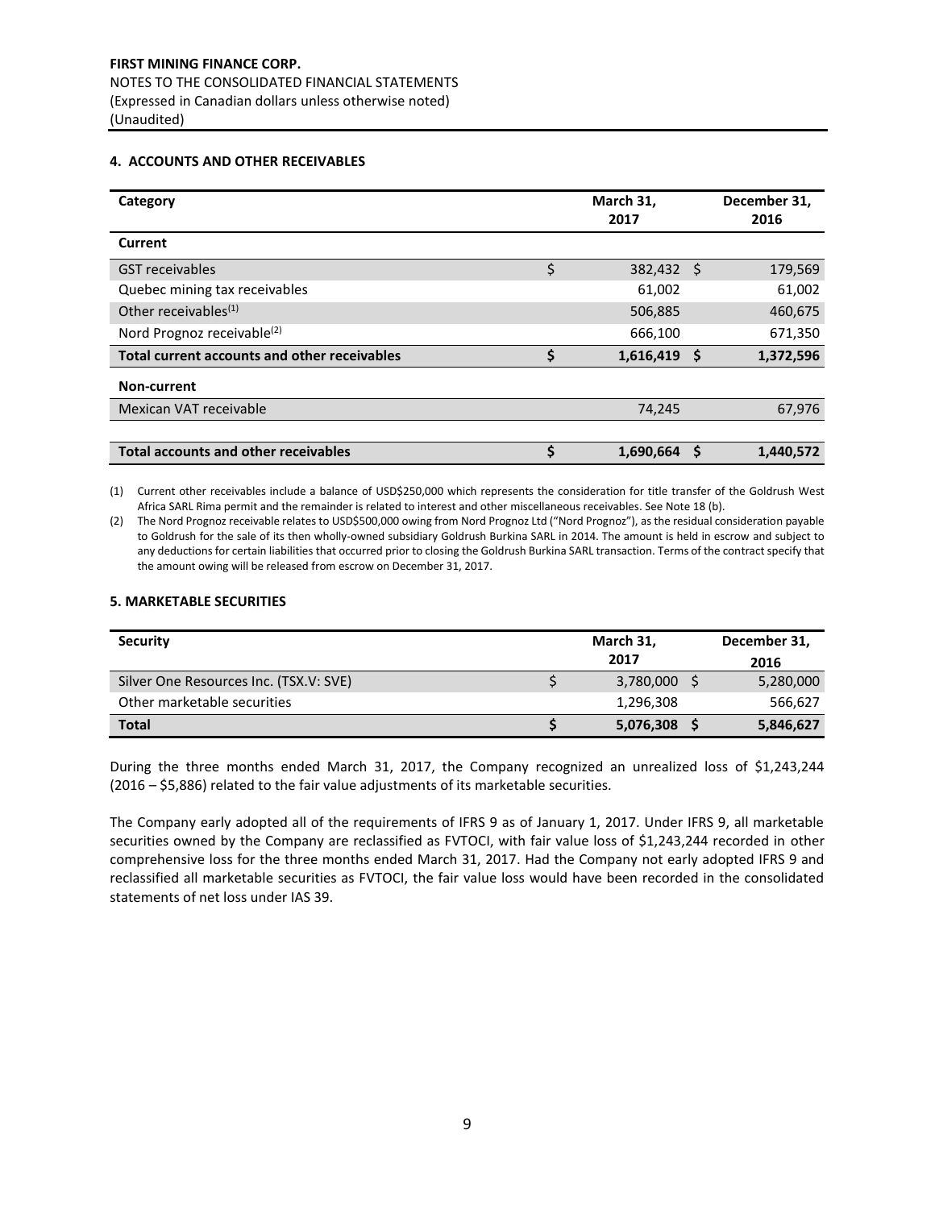## 4. ACCOUNTS AND OTHER RECEIVABLES

| Category | March 31, 2017 | December 31, 2016 |
|---|---|---|
| **Current** | | |
| GST receivables | $ 382,432 | $ 179,569 |
| Quebec mining tax receivables | 61,002 | 61,002 |
| Other receivables[(1)] | 506,885 | 460,675 |
| Nord Prognoz receivable[(2)] | 666,100 | 671,350 |
| **Total current accounts and other receivables** | **$ 1,616,419** | **$ 1,372,596** |
| **Non-current** | | |
| Mexican VAT receivable | 74,245 | 67,976 |
| **Total accounts and other receivables** | **$ 1,690,664** | **$ 1,440,572** |

(1) Current other receivables include a balance of USD$250,000 which represents the consideration for title transfer of the Goldrush West Africa SARL Rima permit and the remainder is related to interest and other miscellaneous receivables. See Note 18 (b).

(2) The Nord Prognoz receivable relates to USD$500,000 owing from Nord Prognoz Ltd ("Nord Prognoz"), as the residual consideration payable to Goldrush for the sale of its then wholly-owned subsidiary Goldrush Burkina SARL in 2014. The amount is held in escrow and subject to any deductions for certain liabilities that occurred prior to closing the Goldrush Burkina SARL transaction. Terms of the contract specify that the amount owing will be released from escrow on December 31, 2017.

## 5. MARKETABLE SECURITIES

| Security | March 31, 2017 | December 31, 2016 |
|---|---|---|
| Silver One Resources Inc. (TSX.V: SVE) | $ 3,780,000 | $ 5,280,000 |
| Other marketable securities | 1,296,308 | 566,627 |
| **Total** | **$ 5,076,308** | **$ 5,846,627** |

During the three months ended March 31, 2017, the Company recognized an unrealized loss of $1,243,244 (2016 – $5,886) related to the fair value adjustments of its marketable securities.

The Company early adopted all of the requirements of IFRS 9 as of January 1, 2017. Under IFRS 9, all marketable securities owned by the Company are reclassified as FVTOCI, with fair value loss of $1,243,244 recorded in other comprehensive loss for the three months ended March 31, 2017. Had the Company not early adopted IFRS 9 and reclassified all marketable securities as FVTOCI, the fair value loss would have been recorded in the consolidated statements of net loss under IAS 39.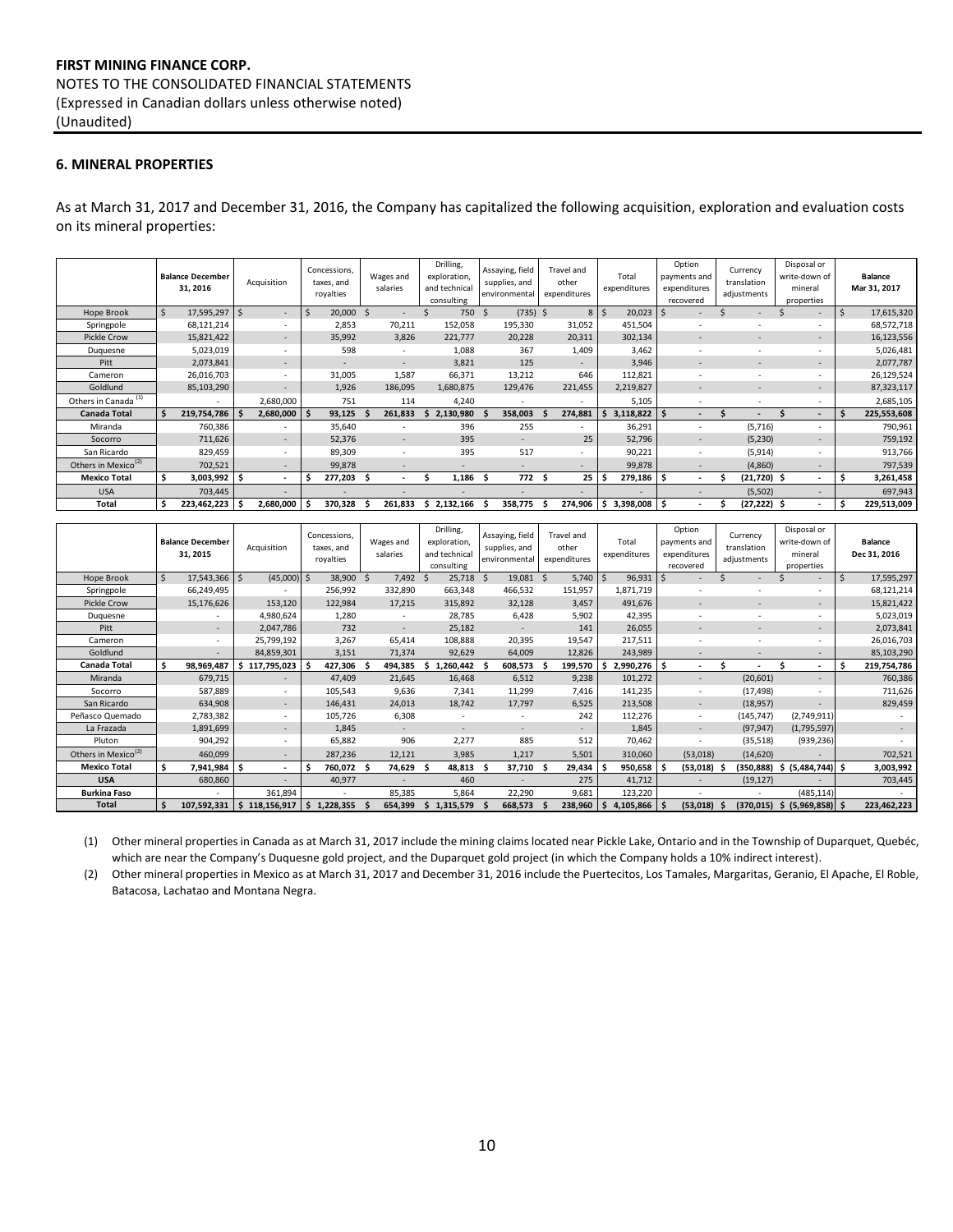**FIRST MINING FINANCE CORP.**
NOTES TO THE CONSOLIDATED FINANCIAL STATEMENTS
(Expressed in Canadian dollars unless otherwise noted)
(Unaudited)

### 6. MINERAL PROPERTIES

As at March 31, 2017 and December 31, 2016, the Company has capitalized the following acquisition, exploration and evaluation costs on its mineral properties:

| | Balance December 31, 2016 | Acquisition | Concessions, taxes, and royalties | Wages and salaries | Drilling, exploration, and technical consulting | Assaying, field supplies, and environmental | Travel and other expenditures | Total expenditures | Option payments and expenditures recovered | Currency translation adjustments | Disposal or write-down of mineral properties | Balance Mar 31, 2017 |
|---|---|---|---|---|---|---|---|---|---|---|---|---|
| Hope Brook | $ 17,595,297 | $ - | $ 20,000 | $ - | $ 750 | $ (735) | $ 8 | $ 20,023 | $ - | $ - | $ - | $ 17,615,320 |
| Springpole | 68,121,214 | - | 2,853 | 70,211 | 152,058 | 195,330 | 31,052 | 451,504 | - | - | - | 68,572,718 |
| Pickle Crow | 15,821,422 | - | 35,992 | 3,826 | 221,777 | 20,228 | 20,311 | 302,134 | - | - | - | 16,123,556 |
| Duquesne | 5,023,019 | - | 598 | - | 1,088 | 367 | 1,409 | 3,462 | - | - | - | 5,026,481 |
| Pitt | 2,073,841 | - | - | - | 3,821 | 125 | - | 3,946 | - | - | - | 2,077,787 |
| Cameron | 26,016,703 | - | 31,005 | 1,587 | 66,371 | 13,212 | 646 | 112,821 | - | - | - | 26,129,524 |
| Goldlund | 85,103,290 | - | 1,926 | 186,095 | 1,680,875 | 129,476 | 221,455 | 2,219,827 | - | - | - | 87,323,117 |
| Others in Canada [(1)] | - | 2,680,000 | 751 | 114 | 4,240 | - | - | 5,105 | - | - | - | 2,685,105 |
| **Canada Total** | **$ 219,754,786** | **$ 2,680,000** | **$ 93,125** | **$ 261,833** | **$ 2,130,980** | **$ 358,003** | **$ 274,881** | **$ 3,118,822** | **$ -** | **$ -** | **$ -** | **$ 225,553,608** |
| Miranda | 760,386 | - | 35,640 | - | 396 | 255 | - | 36,291 | - | (5,716) | - | 790,961 |
| Socorro | 711,626 | - | 52,376 | - | 395 | - | 25 | 52,796 | - | (5,230) | - | 759,192 |
| San Ricardo | 829,459 | - | 89,309 | - | 395 | 517 | - | 90,221 | - | (5,914) | - | 913,766 |
| Others in Mexico [(2)] | 702,521 | - | 99,878 | - | - | - | - | 99,878 | - | (4,860) | - | 797,539 |
| **Mexico Total** | **$ 3,003,992** | **$ -** | **$ 277,203** | **$ -** | **$ 1,186** | **$ 772** | **$ 25** | **$ 279,186** | **$ -** | **$ (21,720)** | **$ -** | **$ 3,261,458** |
| USA | 703,445 | - | - | - | - | - | - | - | - | (5,502) | - | 697,943 |
| **Total** | **$ 223,462,223** | **$ 2,680,000** | **$ 370,328** | **$ 261,833** | **$ 2,132,166** | **$ 358,775** | **$ 274,906** | **$ 3,398,008** | **$ -** | **$ (27,222)** | **$ -** | **$ 229,513,009** |

| | Balance December 31, 2015 | Acquisition | Concessions, taxes, and royalties | Wages and salaries | Drilling, exploration, and technical consulting | Assaying, field supplies, and environmental | Travel and other expenditures | Total expenditures | Option payments and expenditures recovered | Currency translation adjustments | Disposal or write-down of mineral properties | Balance Dec 31, 2016 |
|---|---|---|---|---|---|---|---|---|---|---|---|---|
| Hope Brook | $ 17,543,366 | $ (45,000) | $ 38,900 | $ 7,492 | $ 25,718 | $ 19,081 | $ 5,740 | $ 96,931 | $ - | $ - | $ - | $ 17,595,297 |
| Springpole | 66,249,495 | - | 256,992 | 332,890 | 663,348 | 466,532 | 151,957 | 1,871,719 | - | - | - | 68,121,214 |
| Pickle Crow | 15,176,626 | 153,120 | 122,984 | 17,215 | 315,892 | 32,128 | 3,457 | 491,676 | - | - | - | 15,821,422 |
| Duquesne | - | 4,980,624 | 1,280 | - | 28,785 | 6,428 | 5,902 | 42,395 | - | - | - | 5,023,019 |
| Pitt | - | 2,047,786 | 732 | - | 25,182 | - | 141 | 26,055 | - | - | - | 2,073,841 |
| Cameron | - | 25,799,192 | 3,267 | 65,414 | 108,888 | 20,395 | 19,547 | 217,511 | - | - | - | 26,016,703 |
| Goldlund | - | 84,859,301 | 3,151 | 71,374 | 92,629 | 64,009 | 12,826 | 243,989 | - | - | - | 85,103,290 |
| **Canada Total** | **$ 98,969,487** | **$ 117,795,023** | **$ 427,306** | **$ 494,385** | **$ 1,260,442** | **$ 608,573** | **$ 199,570** | **$ 2,990,276** | **$ -** | **$ -** | **$ -** | **$ 219,754,786** |
| Miranda | 679,715 | - | 47,409 | 21,645 | 16,468 | 6,512 | 9,238 | 101,272 | - | (20,601) | - | 760,386 |
| Socorro | 587,889 | - | 105,543 | 9,636 | 7,341 | 11,299 | 7,416 | 141,235 | - | (17,498) | - | 711,626 |
| San Ricardo | 634,908 | - | 146,431 | 24,013 | 18,742 | 17,797 | 6,525 | 213,508 | - | (18,957) | - | 829,459 |
| Peñasco Quemado | 2,783,382 | - | 105,726 | 6,308 | - | - | 242 | 112,276 | - | (145,747) | (2,749,911) | - |
| La Frazada | 1,891,699 | - | 1,845 | - | - | - | - | 1,845 | - | (97,947) | (1,795,597) | - |
| Pluton | 904,292 | - | 65,882 | 906 | 2,277 | 885 | 512 | 70,462 | - | (35,518) | (939,236) | - |
| Others in Mexico [(2)] | 460,099 | - | 287,236 | 12,121 | 3,985 | 1,217 | 5,501 | 310,060 | (53,018) | (14,620) | - | 702,521 |
| **Mexico Total** | **$ 7,941,984** | **$ -** | **$ 760,072** | **$ 74,629** | **$ 48,813** | **$ 37,710** | **$ 29,434** | **$ 950,658** | **$ (53,018)** | **$ (350,888)** | **$ (5,484,744)** | **$ 3,003,992** |
| **USA** | 680,860 | - | 40,977 | - | 460 | - | 275 | 41,712 | - | (19,127) | - | 703,445 |
| **Burkina Faso** | - | 361,894 | - | 85,385 | 5,864 | 22,290 | 9,681 | 123,220 | - | - | (485,114) | - |
| **Total** | **$ 107,592,331** | **$ 118,156,917** | **$ 1,228,355** | **$ 654,399** | **$ 1,315,579** | **$ 668,573** | **$ 238,960** | **$ 4,105,866** | **$ (53,018)** | **$ (370,015)** | **$ (5,969,858)** | **$ 223,462,223** |

(1) Other mineral properties in Canada as at March 31, 2017 include the mining claims located near Pickle Lake, Ontario and in the Township of Duparquet, Quebéc, which are near the Company's Duquesne gold project, and the Duparquet gold project (in which the Company holds a 10% indirect interest).

(2) Other mineral properties in Mexico as at March 31, 2017 and December 31, 2016 include the Puertecitos, Los Tamales, Margaritas, Geranio, El Apache, El Roble, Batacosa, Lachatao and Montana Negra.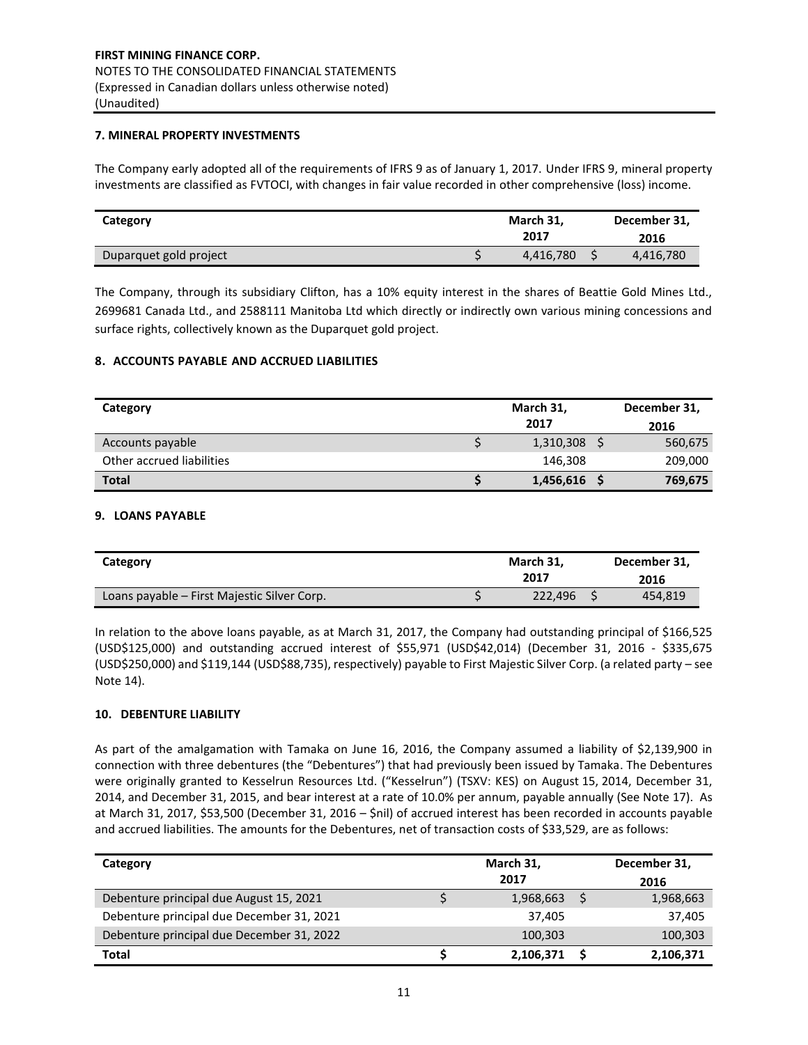**FIRST MINING FINANCE CORP.**
NOTES TO THE CONSOLIDATED FINANCIAL STATEMENTS
(Expressed in Canadian dollars unless otherwise noted)
(Unaudited)

## 7. MINERAL PROPERTY INVESTMENTS

The Company early adopted all of the requirements of IFRS 9 as of January 1, 2017. Under IFRS 9, mineral property investments are classified as FVTOCI, with changes in fair value recorded in other comprehensive (loss) income.

| Category | March 31, 2017 | December 31, 2016 |
|---|---|---|
| Duparquet gold project | $ 4,416,780 | $ 4,416,780 |

The Company, through its subsidiary Clifton, has a 10% equity interest in the shares of Beattie Gold Mines Ltd., 2699681 Canada Ltd., and 2588111 Manitoba Ltd which directly or indirectly own various mining concessions and surface rights, collectively known as the Duparquet gold project.

## 8. ACCOUNTS PAYABLE AND ACCRUED LIABILITIES

| Category | March 31, 2017 | December 31, 2016 |
|---|---|---|
| Accounts payable | $ 1,310,308 | $ 560,675 |
| Other accrued liabilities | 146,308 | 209,000 |
| **Total** | **$ 1,456,616** | **$ 769,675** |

## 9. LOANS PAYABLE

| Category | March 31, 2017 | December 31, 2016 |
|---|---|---|
| Loans payable – First Majestic Silver Corp. | $ 222,496 | $ 454,819 |

In relation to the above loans payable, as at March 31, 2017, the Company had outstanding principal of $166,525 (USD$125,000) and outstanding accrued interest of $55,971 (USD$42,014) (December 31, 2016 - $335,675 (USD$250,000) and $119,144 (USD$88,735), respectively) payable to First Majestic Silver Corp. (a related party – see Note 14).

## 10. DEBENTURE LIABILITY

As part of the amalgamation with Tamaka on June 16, 2016, the Company assumed a liability of $2,139,900 in connection with three debentures (the "Debentures") that had previously been issued by Tamaka. The Debentures were originally granted to Kesselrun Resources Ltd. ("Kesselrun") (TSXV: KES) on August 15, 2014, December 31, 2014, and December 31, 2015, and bear interest at a rate of 10.0% per annum, payable annually (See Note 17). As at March 31, 2017, $53,500 (December 31, 2016 – $nil) of accrued interest has been recorded in accounts payable and accrued liabilities. The amounts for the Debentures, net of transaction costs of $33,529, are as follows:

| Category | March 31, 2017 | December 31, 2016 |
|---|---|---|
| Debenture principal due August 15, 2021 | $ 1,968,663 | $ 1,968,663 |
| Debenture principal due December 31, 2021 | 37,405 | 37,405 |
| Debenture principal due December 31, 2022 | 100,303 | 100,303 |
| **Total** | **$ 2,106,371** | **$ 2,106,371** |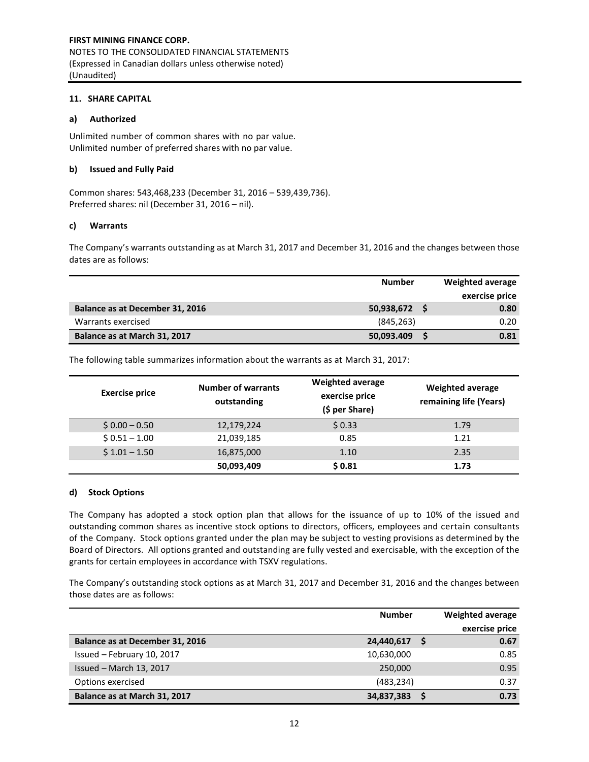**FIRST MINING FINANCE CORP.**
NOTES TO THE CONSOLIDATED FINANCIAL STATEMENTS
(Expressed in Canadian dollars unless otherwise noted)
(Unaudited)

## 11. SHARE CAPITAL

### a) Authorized

Unlimited number of common shares with no par value.
Unlimited number of preferred shares with no par value.

### b) Issued and Fully Paid

Common shares: 543,468,233 (December 31, 2016 – 539,439,736).
Preferred shares: nil (December 31, 2016 – nil).

### c) Warrants

The Company's warrants outstanding as at March 31, 2017 and December 31, 2016 and the changes between those dates are as follows:

| | Number | Weighted average exercise price |
|---|---|---|
| **Balance as at December 31, 2016** | **50,938,672** | **$ 0.80** |
| Warrants exercised | (845,263) | 0.20 |
| **Balance as at March 31, 2017** | **50,093.409** | **$ 0.81** |

The following table summarizes information about the warrants as at March 31, 2017:

| Exercise price | Number of warrants outstanding | Weighted average exercise price ($ per Share) | Weighted average remaining life (Years) |
|---|---|---|---|
| $ 0.00 – 0.50 | 12,179,224 | $ 0.33 | 1.79 |
| $ 0.51 – 1.00 | 21,039,185 | 0.85 | 1.21 |
| $ 1.01 – 1.50 | 16,875,000 | 1.10 | 2.35 |
| | **50,093,409** | **$ 0.81** | **1.73** |

### d) Stock Options

The Company has adopted a stock option plan that allows for the issuance of up to 10% of the issued and outstanding common shares as incentive stock options to directors, officers, employees and certain consultants of the Company. Stock options granted under the plan may be subject to vesting provisions as determined by the Board of Directors. All options granted and outstanding are fully vested and exercisable, with the exception of the grants for certain employees in accordance with TSXV regulations.

The Company's outstanding stock options as at March 31, 2017 and December 31, 2016 and the changes between those dates are as follows:

| | Number | Weighted average exercise price |
|---|---|---|
| **Balance as at December 31, 2016** | **24,440,617** | **$ 0.67** |
| Issued – February 10, 2017 | 10,630,000 | 0.85 |
| Issued – March 13, 2017 | 250,000 | 0.95 |
| Options exercised | (483,234) | 0.37 |
| **Balance as at March 31, 2017** | **34,837,383** | **$ 0.73** |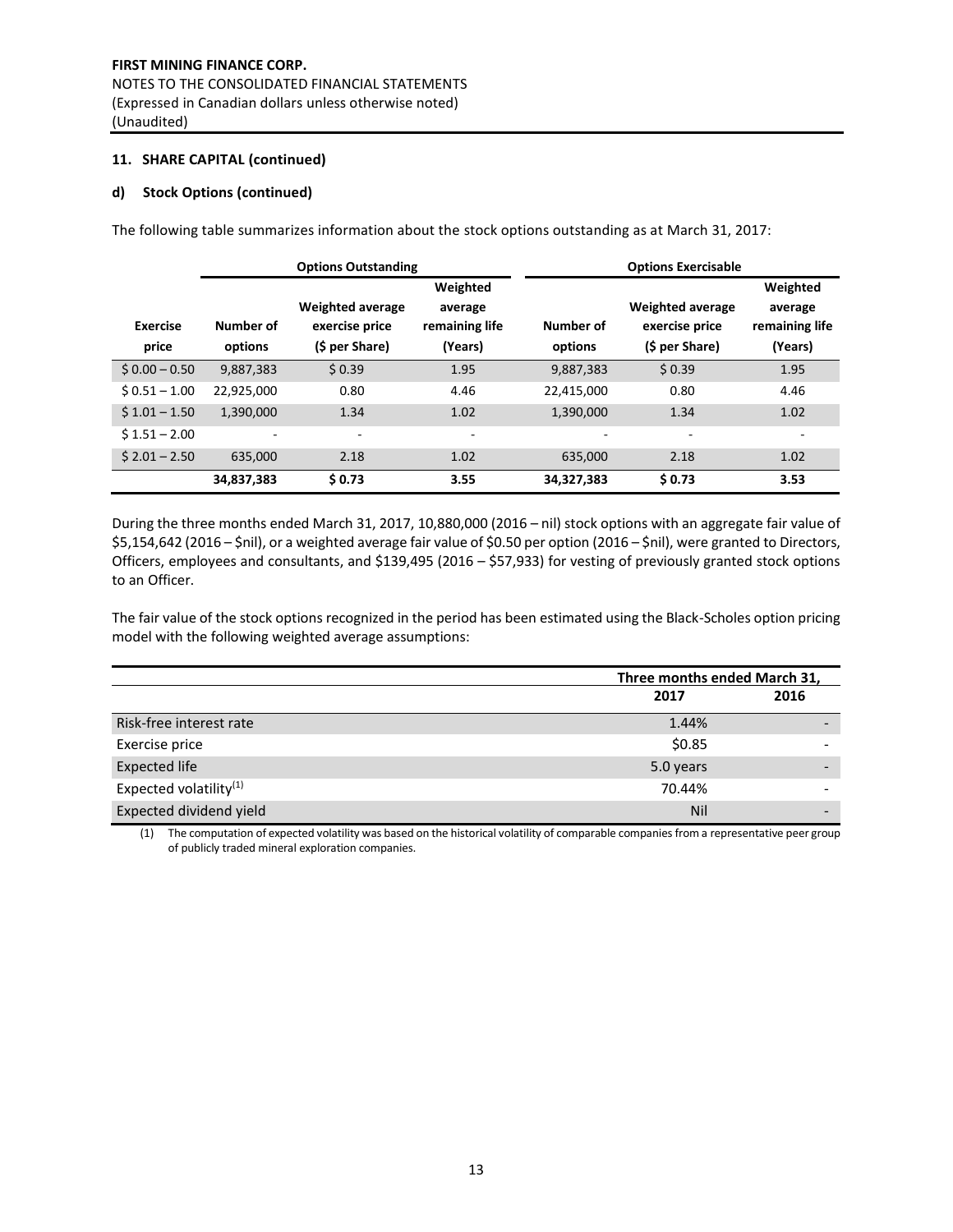**11. SHARE CAPITAL (continued)**

**d) Stock Options (continued)**

The following table summarizes information about the stock options outstanding as at March 31, 2017:

| | Options Outstanding | | | Options Exercisable | | |
|---|---|---|---|---|---|---|
| **Exercise price** | **Number of options** | **Weighted average exercise price ($ per Share)** | **Weighted average remaining life (Years)** | **Number of options** | **Weighted average exercise price ($ per Share)** | **Weighted average remaining life (Years)** |
| $ 0.00 – 0.50 | 9,887,383 | $ 0.39 | 1.95 | 9,887,383 | $ 0.39 | 1.95 |
| $ 0.51 – 1.00 | 22,925,000 | 0.80 | 4.46 | 22,415,000 | 0.80 | 4.46 |
| $ 1.01 – 1.50 | 1,390,000 | 1.34 | 1.02 | 1,390,000 | 1.34 | 1.02 |
| $ 1.51 – 2.00 | - | - | - | - | - | - |
| $ 2.01 – 2.50 | 635,000 | 2.18 | 1.02 | 635,000 | 2.18 | 1.02 |
| | **34,837,383** | **$ 0.73** | **3.55** | **34,327,383** | **$ 0.73** | **3.53** |

During the three months ended March 31, 2017, 10,880,000 (2016 – nil) stock options with an aggregate fair value of $5,154,642 (2016 – $nil), or a weighted average fair value of $0.50 per option (2016 – $nil), were granted to Directors, Officers, employees and consultants, and $139,495 (2016 – $57,933) for vesting of previously granted stock options to an Officer.

The fair value of the stock options recognized in the period has been estimated using the Black-Scholes option pricing model with the following weighted average assumptions:

| | Three months ended March 31, | |
|---|---|---|
| | **2017** | **2016** |
| Risk-free interest rate | 1.44% | - |
| Exercise price | $0.85 | - |
| Expected life | 5.0 years | - |
| Expected volatility[(1)] | 70.44% | - |
| Expected dividend yield | Nil | - |

(1) The computation of expected volatility was based on the historical volatility of comparable companies from a representative peer group of publicly traded mineral exploration companies.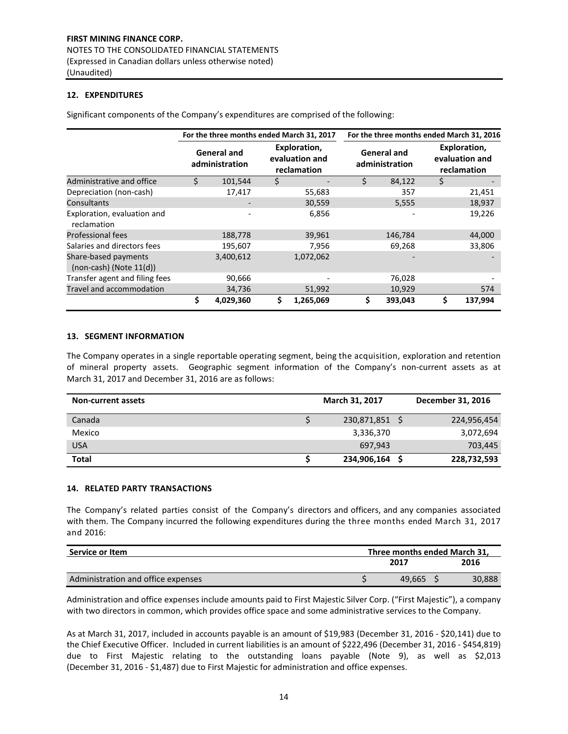**FIRST MINING FINANCE CORP.**
NOTES TO THE CONSOLIDATED FINANCIAL STATEMENTS
(Expressed in Canadian dollars unless otherwise noted)
(Unaudited)

## 12. EXPENDITURES

Significant components of the Company's expenditures are comprised of the following:

| | For the three months ended March 31, 2017 | | For the three months ended March 31, 2016 | |
|---|---|---|---|---|
| | General and administration | Exploration, evaluation and reclamation | General and administration | Exploration, evaluation and reclamation |
| Administrative and office | $ 101,544 | $ - | $ 84,122 | $ - |
| Depreciation (non-cash) | 17,417 | 55,683 | 357 | 21,451 |
| Consultants | - | 30,559 | 5,555 | 18,937 |
| Exploration, evaluation and reclamation | - | 6,856 | - | 19,226 |
| Professional fees | 188,778 | 39,961 | 146,784 | 44,000 |
| Salaries and directors fees | 195,607 | 7,956 | 69,268 | 33,806 |
| Share-based payments (non-cash) (Note 11(d)) | 3,400,612 | 1,072,062 | - | - |
| Transfer agent and filing fees | 90,666 | - | 76,028 | - |
| Travel and accommodation | 34,736 | 51,992 | 10,929 | 574 |
| | **$ 4,029,360** | **$ 1,265,069** | **$ 393,043** | **$ 137,994** |

## 13. SEGMENT INFORMATION

The Company operates in a single reportable operating segment, being the acquisition, exploration and retention of mineral property assets. Geographic segment information of the Company's non-current assets as at March 31, 2017 and December 31, 2016 are as follows:

| Non-current assets | March 31, 2017 | December 31, 2016 |
|---|---|---|
| Canada | $ 230,871,851 | $ 224,956,454 |
| Mexico | 3,336,370 | 3,072,694 |
| USA | 697,943 | 703,445 |
| **Total** | **$ 234,906,164** | **$ 228,732,593** |

## 14. RELATED PARTY TRANSACTIONS

The Company's related parties consist of the Company's directors and officers, and any companies associated with them. The Company incurred the following expenditures during the three months ended March 31, 2017 and 2016:

| Service or Item | Three months ended March 31, | |
|---|---|---|
| | 2017 | 2016 |
| Administration and office expenses | $ 49,665 | $ 30,888 |

Administration and office expenses include amounts paid to First Majestic Silver Corp. ("First Majestic"), a company with two directors in common, which provides office space and some administrative services to the Company.

As at March 31, 2017, included in accounts payable is an amount of $19,983 (December 31, 2016 - $20,141) due to the Chief Executive Officer. Included in current liabilities is an amount of $222,496 (December 31, 2016 - $454,819) due to First Majestic relating to the outstanding loans payable (Note 9), as well as $2,013 (December 31, 2016 - $1,487) due to First Majestic for administration and office expenses.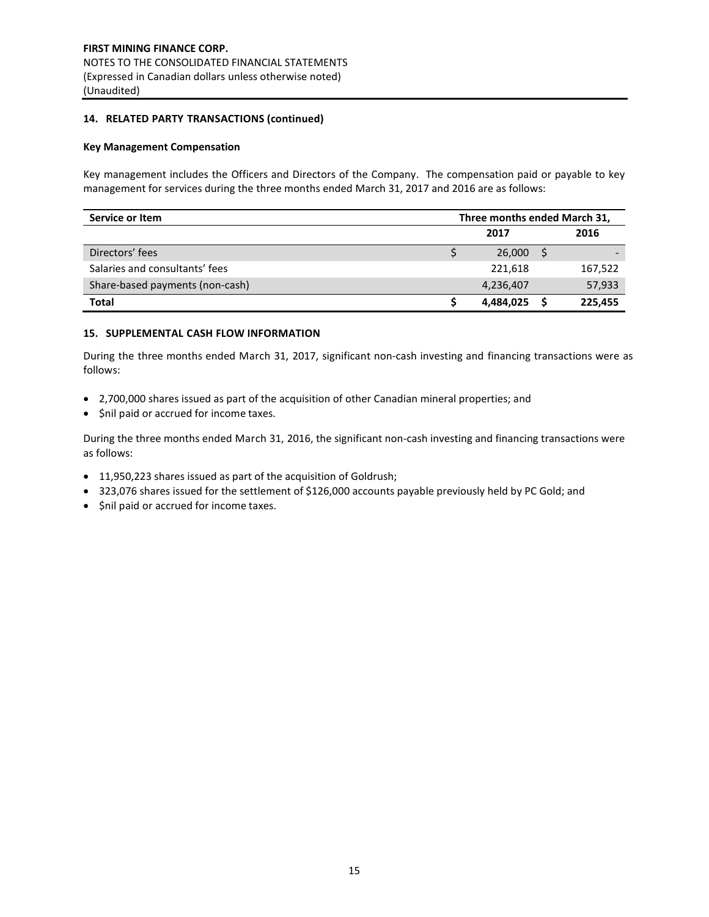**FIRST MINING FINANCE CORP.**
NOTES TO THE CONSOLIDATED FINANCIAL STATEMENTS
(Expressed in Canadian dollars unless otherwise noted)
(Unaudited)

## 14. RELATED PARTY TRANSACTIONS (continued)

### Key Management Compensation

Key management includes the Officers and Directors of the Company. The compensation paid or payable to key management for services during the three months ended March 31, 2017 and 2016 are as follows:

| Service or Item | Three months ended March 31, | |
|---|---|---|
| | 2017 | 2016 |
| Directors' fees | $ 26,000 | $ - |
| Salaries and consultants' fees | 221,618 | 167,522 |
| Share-based payments (non-cash) | 4,236,407 | 57,933 |
| **Total** | **$ 4,484,025** | **$ 225,455** |

## 15. SUPPLEMENTAL CASH FLOW INFORMATION

During the three months ended March 31, 2017, significant non-cash investing and financing transactions were as follows:

- 2,700,000 shares issued as part of the acquisition of other Canadian mineral properties; and
- $nil paid or accrued for income taxes.

During the three months ended March 31, 2016, the significant non-cash investing and financing transactions were as follows:

- 11,950,223 shares issued as part of the acquisition of Goldrush;
- 323,076 shares issued for the settlement of $126,000 accounts payable previously held by PC Gold; and
- $nil paid or accrued for income taxes.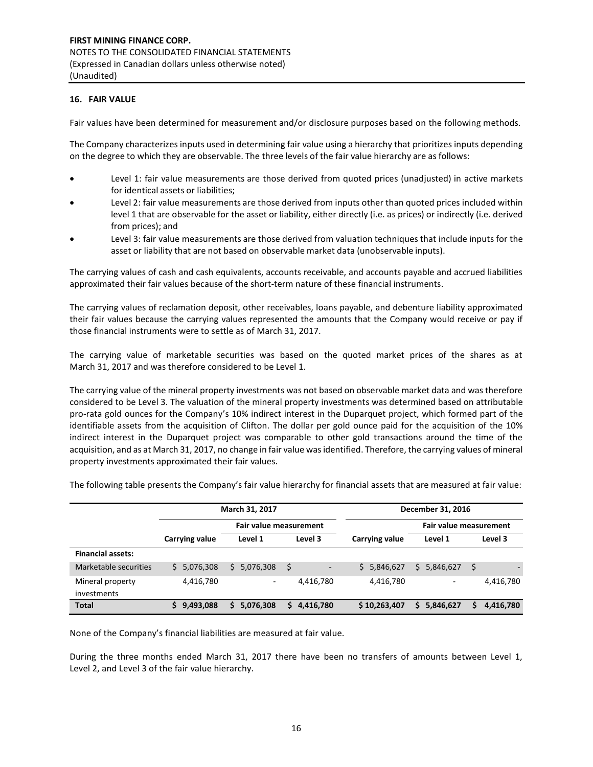## 16. FAIR VALUE

Fair values have been determined for measurement and/or disclosure purposes based on the following methods.

The Company characterizes inputs used in determining fair value using a hierarchy that prioritizes inputs depending on the degree to which they are observable. The three levels of the fair value hierarchy are as follows:

- Level 1: fair value measurements are those derived from quoted prices (unadjusted) in active markets for identical assets or liabilities;
- Level 2: fair value measurements are those derived from inputs other than quoted prices included within level 1 that are observable for the asset or liability, either directly (i.e. as prices) or indirectly (i.e. derived from prices); and
- Level 3: fair value measurements are those derived from valuation techniques that include inputs for the asset or liability that are not based on observable market data (unobservable inputs).

The carrying values of cash and cash equivalents, accounts receivable, and accounts payable and accrued liabilities approximated their fair values because of the short-term nature of these financial instruments.

The carrying values of reclamation deposit, other receivables, loans payable, and debenture liability approximated their fair values because the carrying values represented the amounts that the Company would receive or pay if those financial instruments were to settle as of March 31, 2017.

The carrying value of marketable securities was based on the quoted market prices of the shares as at March 31, 2017 and was therefore considered to be Level 1.

The carrying value of the mineral property investments was not based on observable market data and was therefore considered to be Level 3. The valuation of the mineral property investments was determined based on attributable pro-rata gold ounces for the Company's 10% indirect interest in the Duparquet project, which formed part of the identifiable assets from the acquisition of Clifton. The dollar per gold ounce paid for the acquisition of the 10% indirect interest in the Duparquet project was comparable to other gold transactions around the time of the acquisition, and as at March 31, 2017, no change in fair value was identified. Therefore, the carrying values of mineral property investments approximated their fair values.

The following table presents the Company's fair value hierarchy for financial assets that are measured at fair value:

| | March 31, 2017 | | | December 31, 2016 | | |
|---|---|---|---|---|---|---|
| | | Fair value measurement | | | Fair value measurement | |
| | Carrying value | Level 1 | Level 3 | Carrying value | Level 1 | Level 3 |
| **Financial assets:** | | | | | | |
| Marketable securities | $ 5,076,308 | $ 5,076,308 | $ - | $ 5,846,627 | $ 5,846,627 | $ - |
| Mineral property investments | 4,416,780 | - | 4,416,780 | 4,416,780 | - | 4,416,780 |
| **Total** | **$ 9,493,088** | **$ 5,076,308** | **$ 4,416,780** | **$ 10,263,407** | **$ 5,846,627** | **$ 4,416,780** |

None of the Company's financial liabilities are measured at fair value.

During the three months ended March 31, 2017 there have been no transfers of amounts between Level 1, Level 2, and Level 3 of the fair value hierarchy.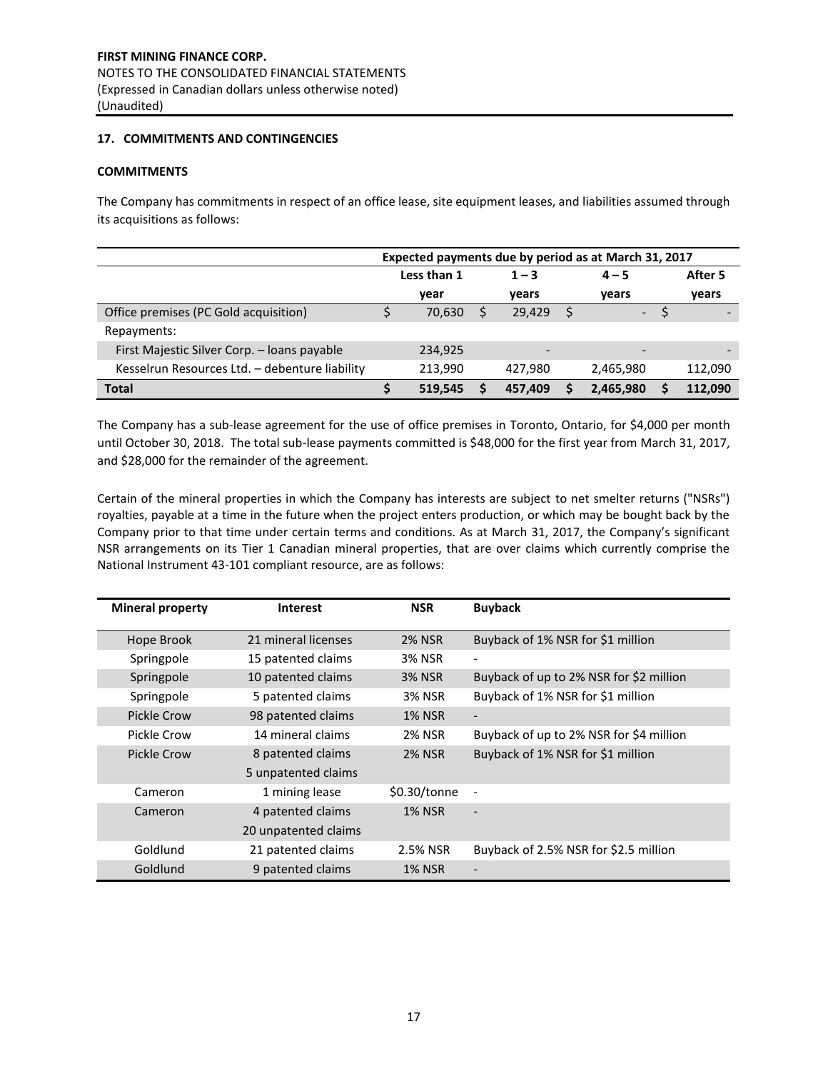## 17. COMMITMENTS AND CONTINGENCIES

### COMMITMENTS

The Company has commitments in respect of an office lease, site equipment leases, and liabilities assumed through its acquisitions as follows:

| | Expected payments due by period as at March 31, 2017 | | | |
|---|---|---|---|---|
| | Less than 1 year | 1 – 3 years | 4 – 5 years | After 5 years |
| Office premises (PC Gold acquisition) | $ 70,630 | $ 29,429 | $ - | $ - |
| Repayments: | | | | |
| First Majestic Silver Corp. – loans payable | 234,925 | - | - | - |
| Kesselrun Resources Ltd. – debenture liability | 213,990 | 427,980 | 2,465,980 | 112,090 |
| **Total** | **$ 519,545** | **$ 457,409** | **$ 2,465,980** | **$ 112,090** |

The Company has a sub-lease agreement for the use of office premises in Toronto, Ontario, for $4,000 per month until October 30, 2018. The total sub-lease payments committed is $48,000 for the first year from March 31, 2017, and $28,000 for the remainder of the agreement.

Certain of the mineral properties in which the Company has interests are subject to net smelter returns ("NSRs") royalties, payable at a time in the future when the project enters production, or which may be bought back by the Company prior to that time under certain terms and conditions. As at March 31, 2017, the Company's significant NSR arrangements on its Tier 1 Canadian mineral properties, that are over claims which currently comprise the National Instrument 43-101 compliant resource, are as follows:

| Mineral property | Interest | NSR | Buyback |
|---|---|---|---|
| Hope Brook | 21 mineral licenses | 2% NSR | Buyback of 1% NSR for $1 million |
| Springpole | 15 patented claims | 3% NSR | - |
| Springpole | 10 patented claims | 3% NSR | Buyback of up to 2% NSR for $2 million |
| Springpole | 5 patented claims | 3% NSR | Buyback of 1% NSR for $1 million |
| Pickle Crow | 98 patented claims | 1% NSR | - |
| Pickle Crow | 14 mineral claims | 2% NSR | Buyback of up to 2% NSR for $4 million |
| Pickle Crow | 8 patented claims<br>5 unpatented claims | 2% NSR | Buyback of 1% NSR for $1 million |
| Cameron | 1 mining lease | $0.30/tonne | - |
| Cameron | 4 patented claims<br>20 unpatented claims | 1% NSR | - |
| Goldlund | 21 patented claims | 2.5% NSR | Buyback of 2.5% NSR for $2.5 million |
| Goldlund | 9 patented claims | 1% NSR | - |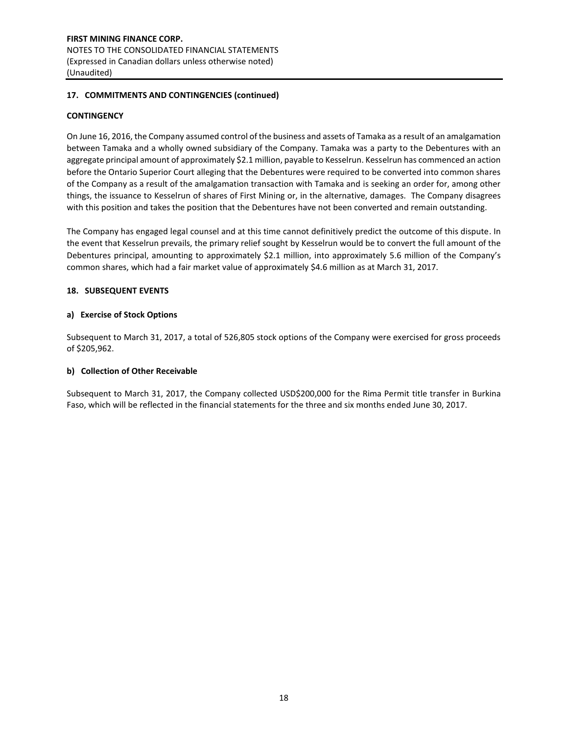## 17. COMMITMENTS AND CONTINGENCIES (continued)

### CONTINGENCY

On June 16, 2016, the Company assumed control of the business and assets of Tamaka as a result of an amalgamation between Tamaka and a wholly owned subsidiary of the Company. Tamaka was a party to the Debentures with an aggregate principal amount of approximately $2.1 million, payable to Kesselrun. Kesselrun has commenced an action before the Ontario Superior Court alleging that the Debentures were required to be converted into common shares of the Company as a result of the amalgamation transaction with Tamaka and is seeking an order for, among other things, the issuance to Kesselrun of shares of First Mining or, in the alternative, damages. The Company disagrees with this position and takes the position that the Debentures have not been converted and remain outstanding.

The Company has engaged legal counsel and at this time cannot definitively predict the outcome of this dispute. In the event that Kesselrun prevails, the primary relief sought by Kesselrun would be to convert the full amount of the Debentures principal, amounting to approximately $2.1 million, into approximately 5.6 million of the Company's common shares, which had a fair market value of approximately $4.6 million as at March 31, 2017.

## 18. SUBSEQUENT EVENTS

### a) Exercise of Stock Options

Subsequent to March 31, 2017, a total of 526,805 stock options of the Company were exercised for gross proceeds of $205,962.

### b) Collection of Other Receivable

Subsequent to March 31, 2017, the Company collected USD$200,000 for the Rima Permit title transfer in Burkina Faso, which will be reflected in the financial statements for the three and six months ended June 30, 2017.